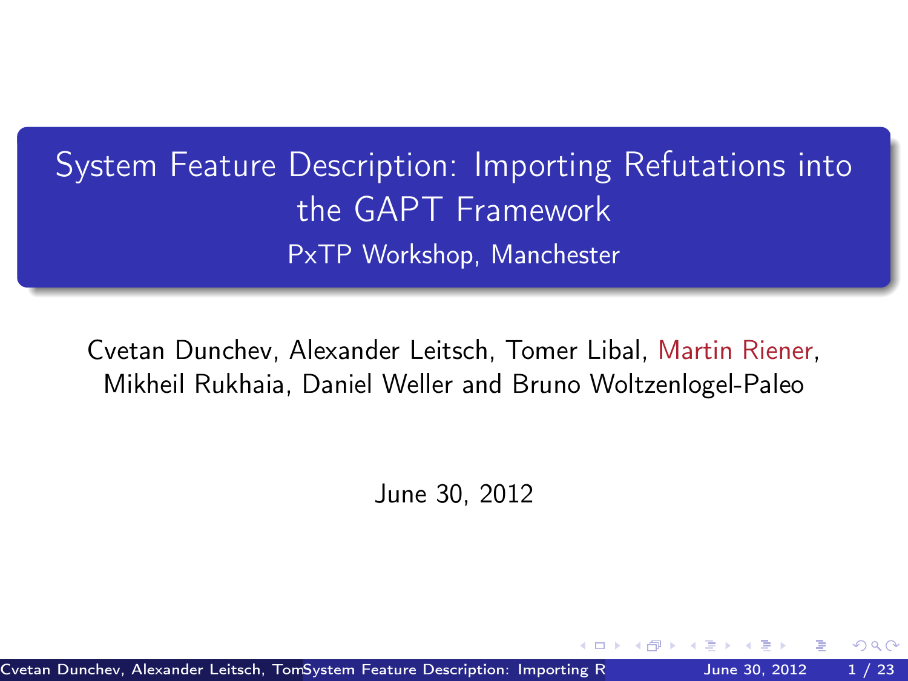# System Feature Description: Importing Refutations into the GAPT Framework

PxTP Workshop, Manchester

Cvetan Dunchev, Alexander Leitsch, Tomer Libal, Martin Riener, Mikheil Rukhaia, Daniel Weller and Bruno Woltzenlogel-Paleo

June 30, 2012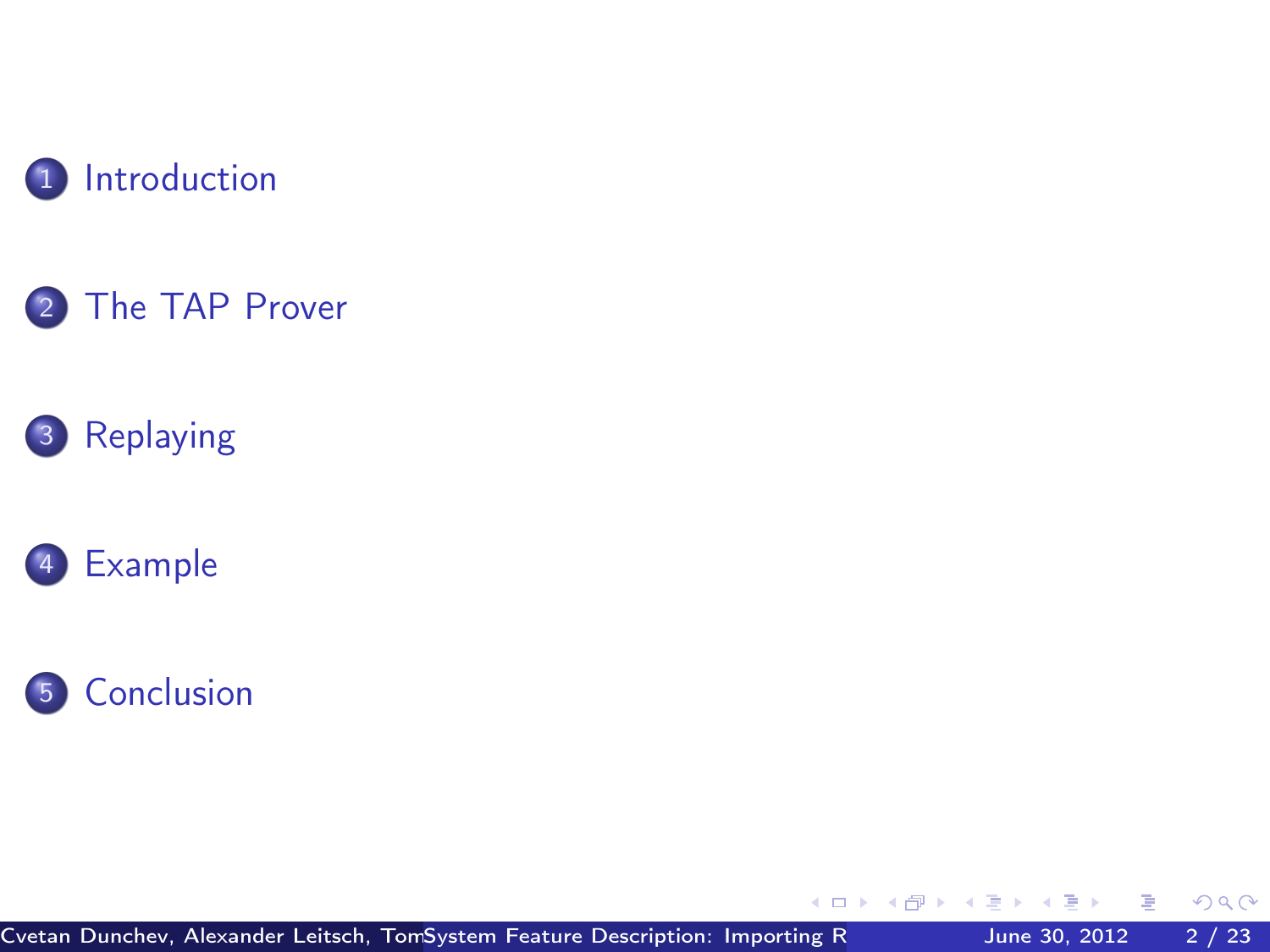1. Introduction
2. The TAP Prover
3. Replaying
4. Example
5. Conclusion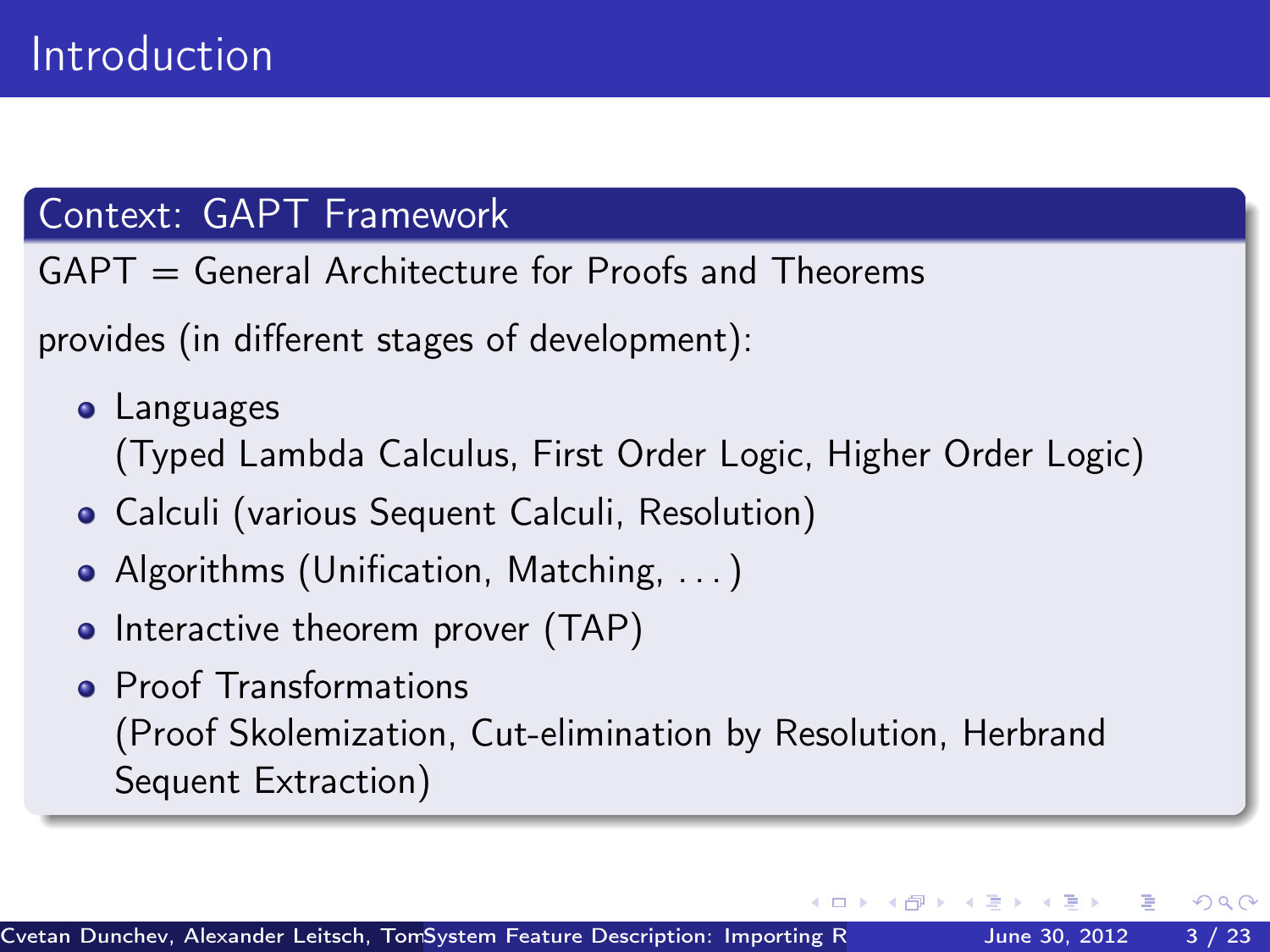# Introduction

## Context: GAPT Framework

GAPT = General Architecture for Proofs and Theorems

provides (in different stages of development):

- Languages
  (Typed Lambda Calculus, First Order Logic, Higher Order Logic)
- Calculi (various Sequent Calculi, Resolution)
- Algorithms (Unification, Matching, . . . )
- Interactive theorem prover (TAP)
- Proof Transformations
  (Proof Skolemization, Cut-elimination by Resolution, Herbrand Sequent Extraction)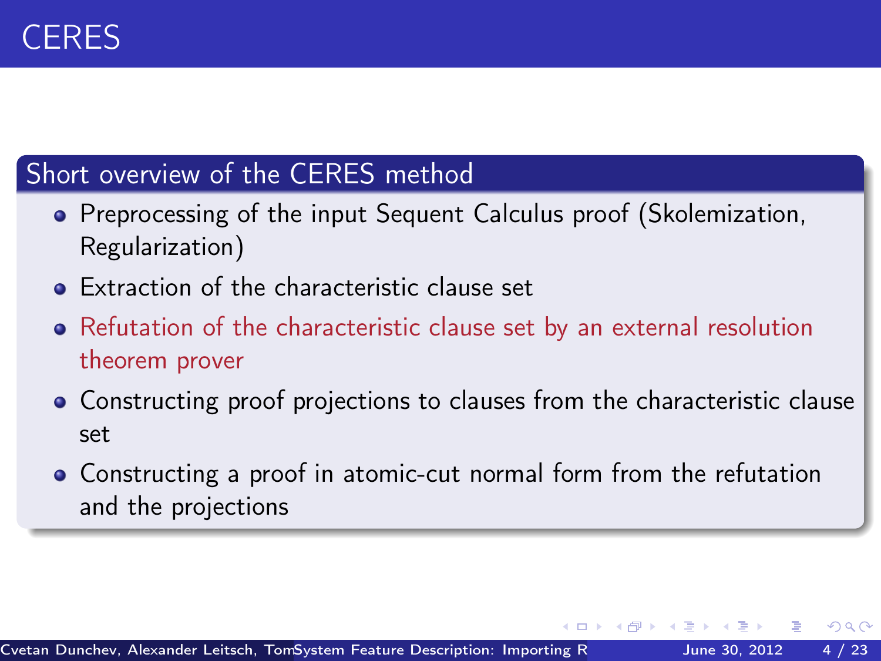# CERES

## Short overview of the CERES method

- Preprocessing of the input Sequent Calculus proof (Skolemization, Regularization)
- Extraction of the characteristic clause set
- Refutation of the characteristic clause set by an external resolution theorem prover
- Constructing proof projections to clauses from the characteristic clause set
- Constructing a proof in atomic-cut normal form from the refutation and the projections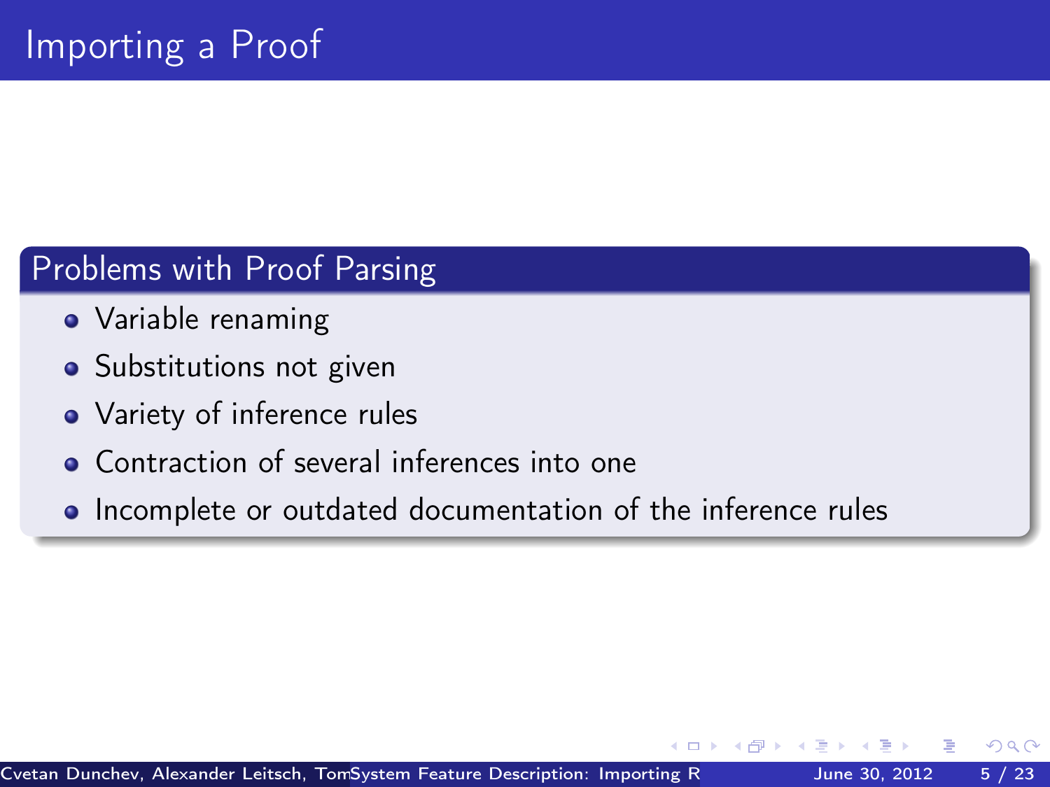# Importing a Proof

## Problems with Proof Parsing

- Variable renaming
- Substitutions not given
- Variety of inference rules
- Contraction of several inferences into one
- Incomplete or outdated documentation of the inference rules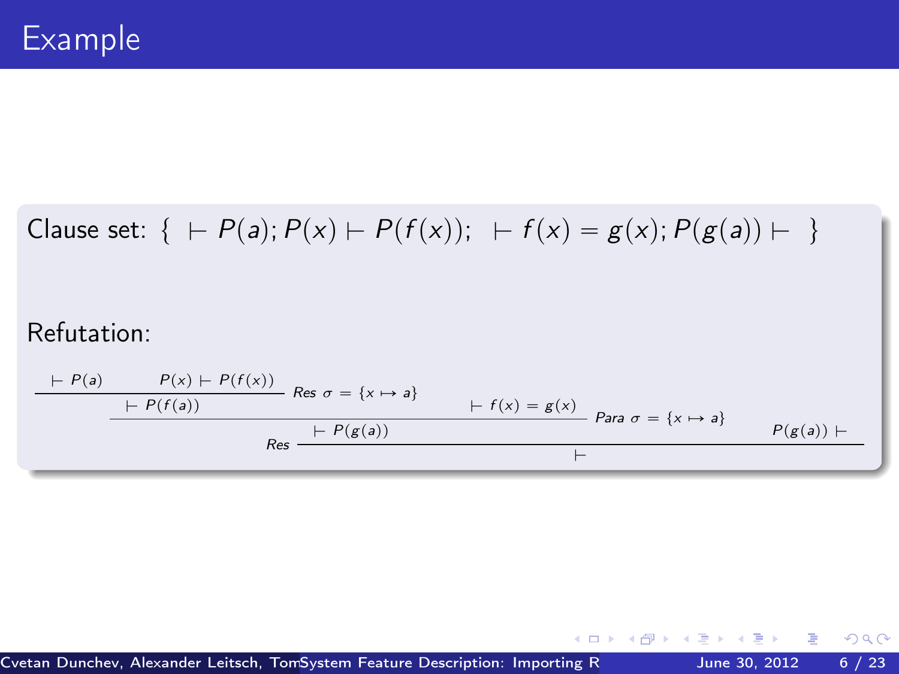# Example

Clause set: $\{ \vdash P(a); P(x) \vdash P(f(x)); \ \vdash f(x) = g(x); P(g(a)) \vdash \ \}$

Refutation:

$$
\dfrac{\dfrac{\dfrac{\vdash P(a) \qquad P(x) \vdash P(f(x))}{\vdash P(f(a))} \; Res\ \sigma = \{x \mapsto a\} \qquad \vdash f(x) = g(x)}{\vdash P(g(a))} \; Para\ \sigma = \{x \mapsto a\} \qquad P(g(a)) \vdash}{\vdash} \; Res
$$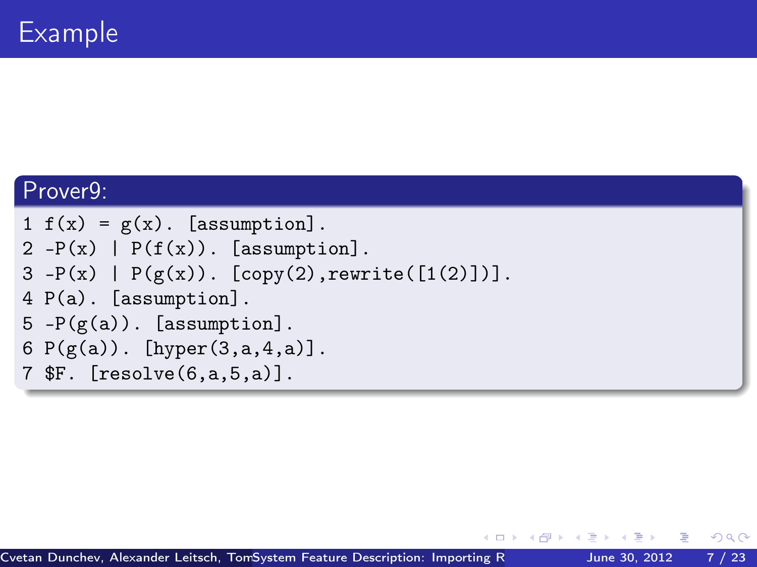# Example

**Prover9:**

```
1 f(x) = g(x). [assumption].
2 -P(x) | P(f(x)). [assumption].
3 -P(x) | P(g(x)). [copy(2),rewrite([1(2)])].
4 P(a). [assumption].
5 -P(g(a)). [assumption].
6 P(g(a)). [hyper(3,a,4,a)].
7 $F. [resolve(6,a,5,a)].
```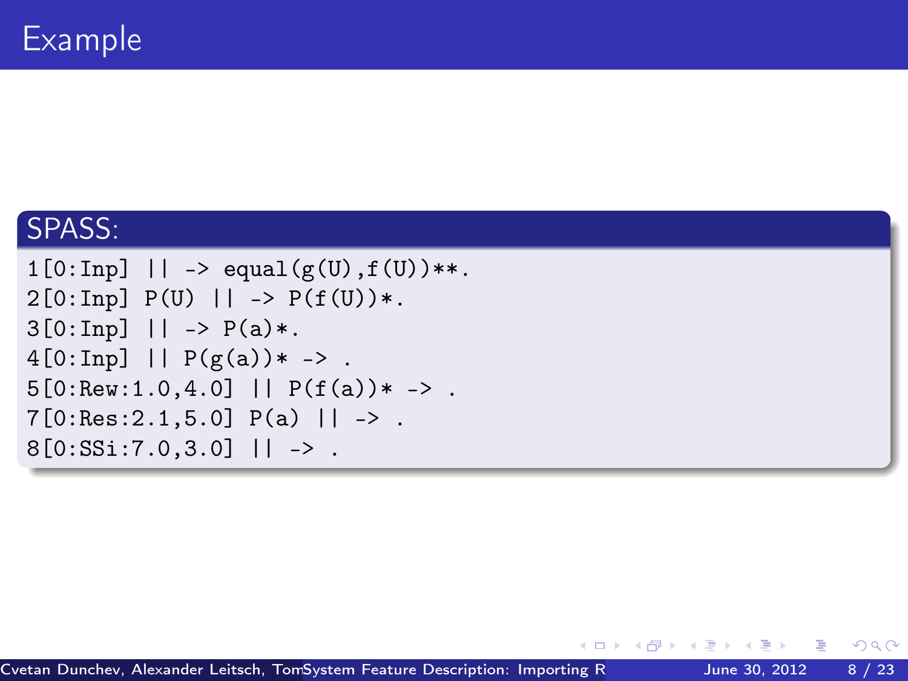# Example

**SPASS:**

```
1[0:Inp] || -> equal(g(U),f(U))**.
2[0:Inp] P(U) || -> P(f(U))*.
3[0:Inp] || -> P(a)*.
4[0:Inp] || P(g(a))* -> .
5[0:Rew:1.0,4.0] || P(f(a))* -> .
7[0:Res:2.1,5.0] P(a) || -> .
8[0:SSi:7.0,3.0] || -> .
```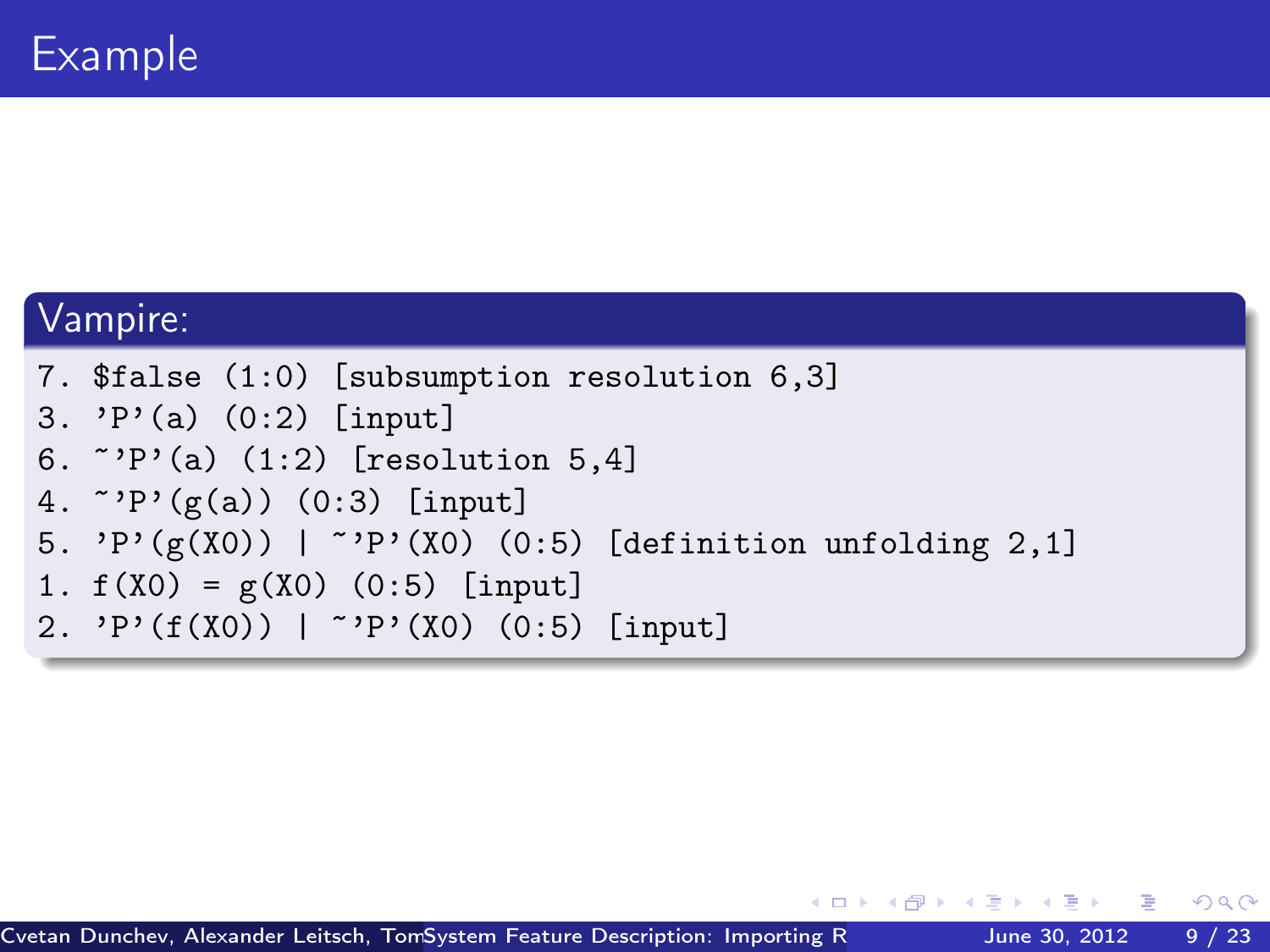# Example

## Vampire:

```
7. $false (1:0) [subsumption resolution 6,3]
3. 'P'(a) (0:2) [input]
6. ~'P'(a) (1:2) [resolution 5,4]
4. ~'P'(g(a)) (0:3) [input]
5. 'P'(g(X0)) | ~'P'(X0) (0:5) [definition unfolding 2,1]
1. f(X0) = g(X0) (0:5) [input]
2. 'P'(f(X0)) | ~'P'(X0) (0:5) [input]
```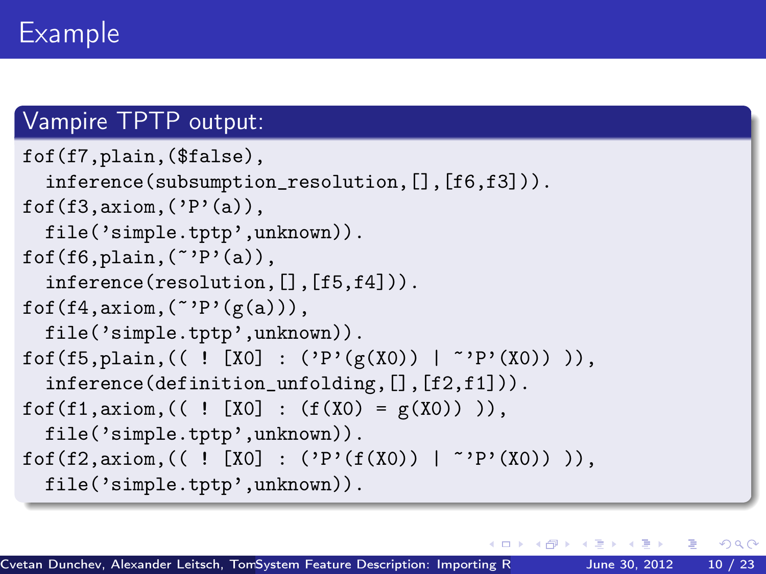# Example

## Vampire TPTP output:

```
fof(f7,plain,($false),
  inference(subsumption_resolution,[],[f6,f3])).
fof(f3,axiom,('P'(a)),
  file('simple.tptp',unknown)).
fof(f6,plain,(~'P'(a)),
  inference(resolution,[],[f5,f4])).
fof(f4,axiom,(~'P'(g(a))),
  file('simple.tptp',unknown)).
fof(f5,plain,(( ! [X0] : ('P'(g(X0)) | ~'P'(X0)) )),
  inference(definition_unfolding,[],[f2,f1])).
fof(f1,axiom,(( ! [X0] : (f(X0) = g(X0)) )),
  file('simple.tptp',unknown)).
fof(f2,axiom,(( ! [X0] : ('P'(f(X0)) | ~'P'(X0)) )),
  file('simple.tptp',unknown)).
```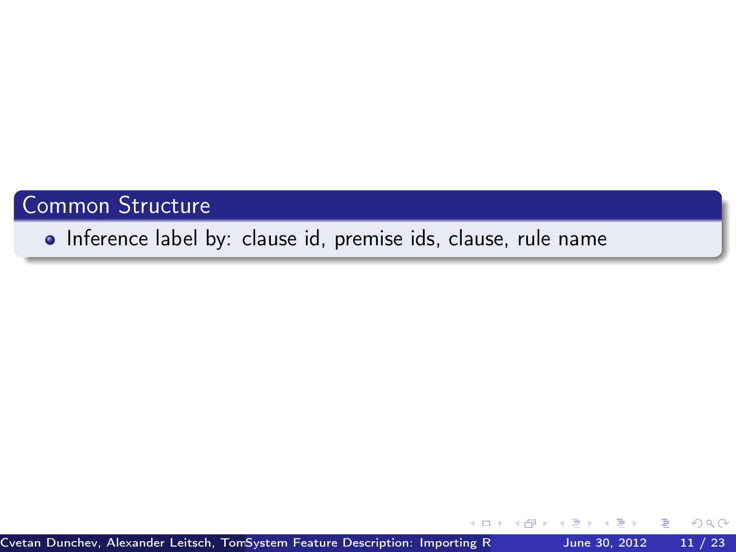## Common Structure

- Inference label by: clause id, premise ids, clause, rule name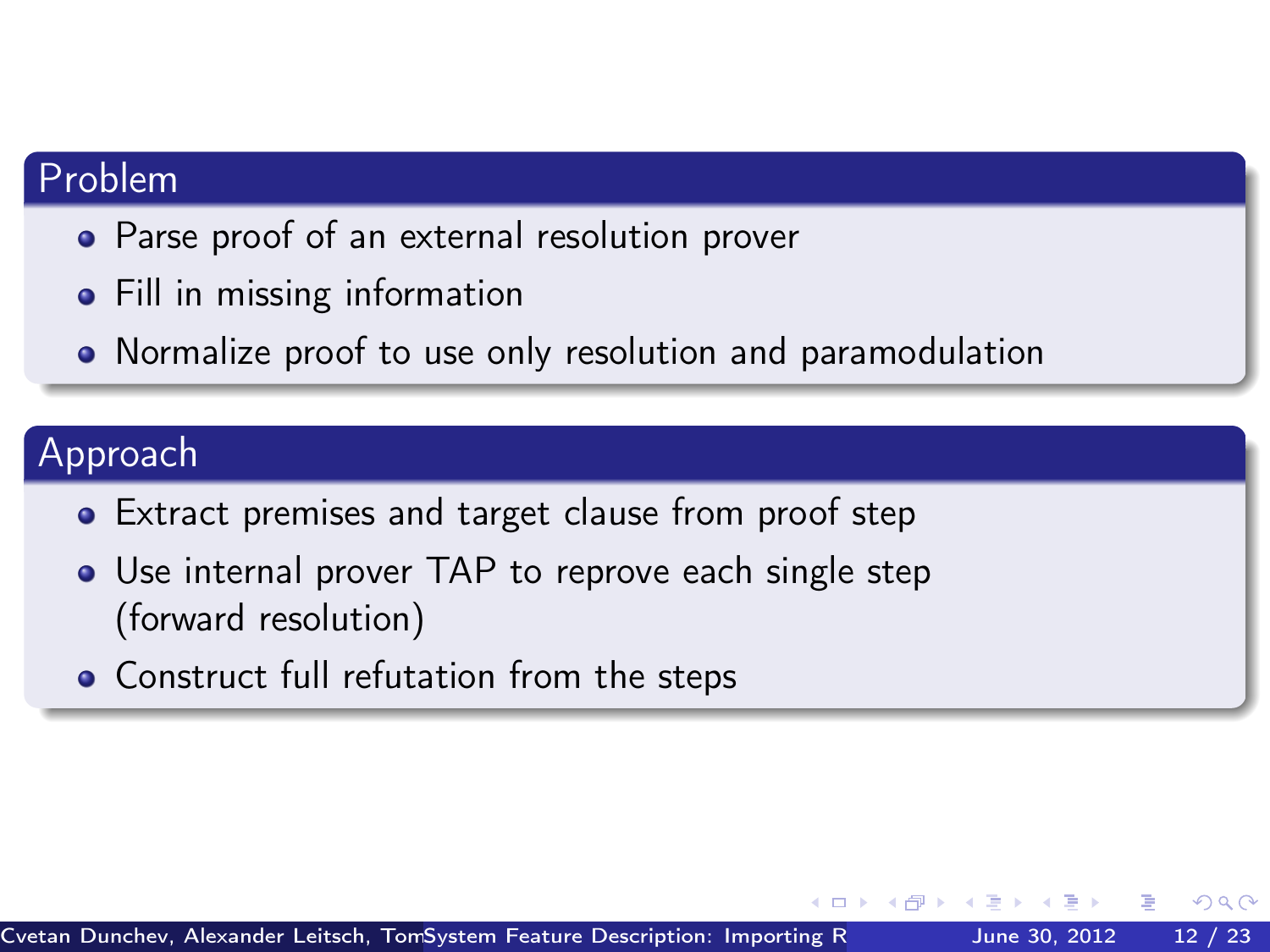## Problem

- Parse proof of an external resolution prover
- Fill in missing information
- Normalize proof to use only resolution and paramodulation

## Approach

- Extract premises and target clause from proof step
- Use internal prover TAP to reprove each single step (forward resolution)
- Construct full refutation from the steps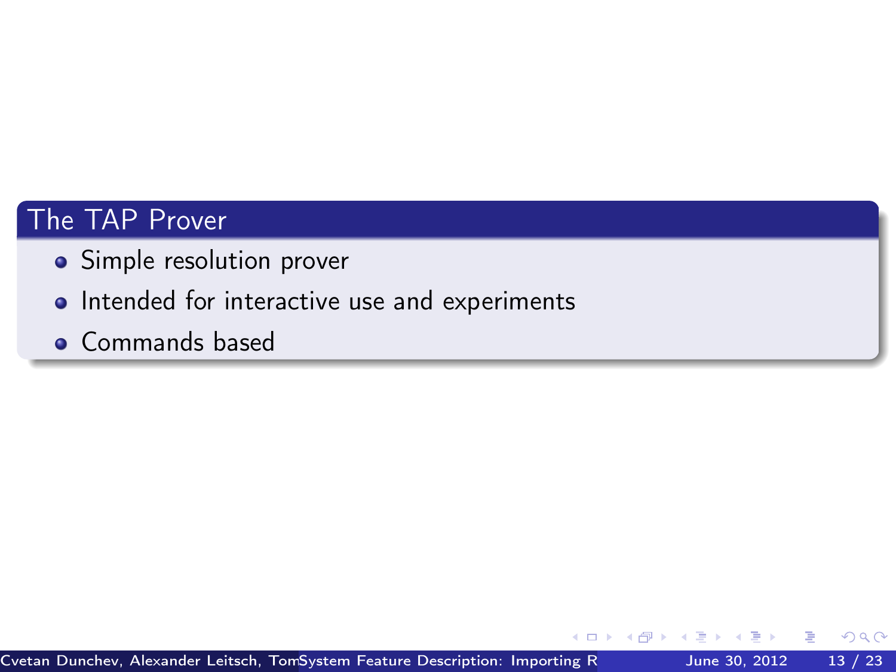## The TAP Prover

- Simple resolution prover
- Intended for interactive use and experiments
- Commands based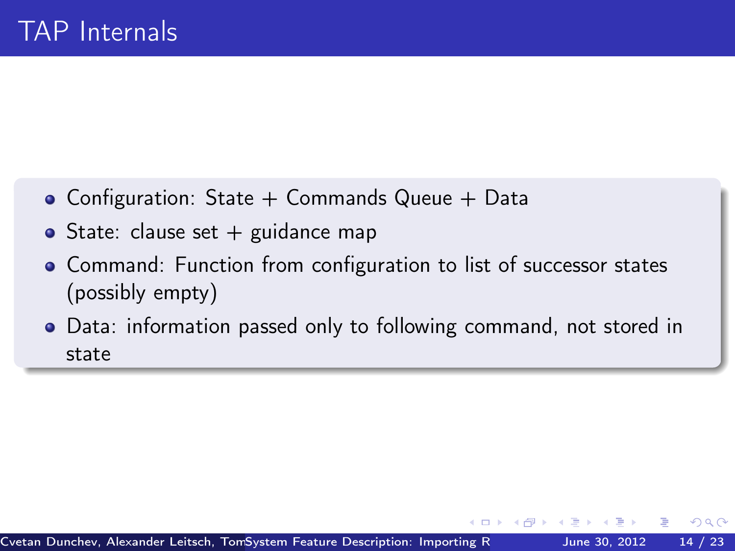# TAP Internals

- Configuration: State + Commands Queue + Data
- State: clause set + guidance map
- Command: Function from configuration to list of successor states (possibly empty)
- Data: information passed only to following command, not stored in state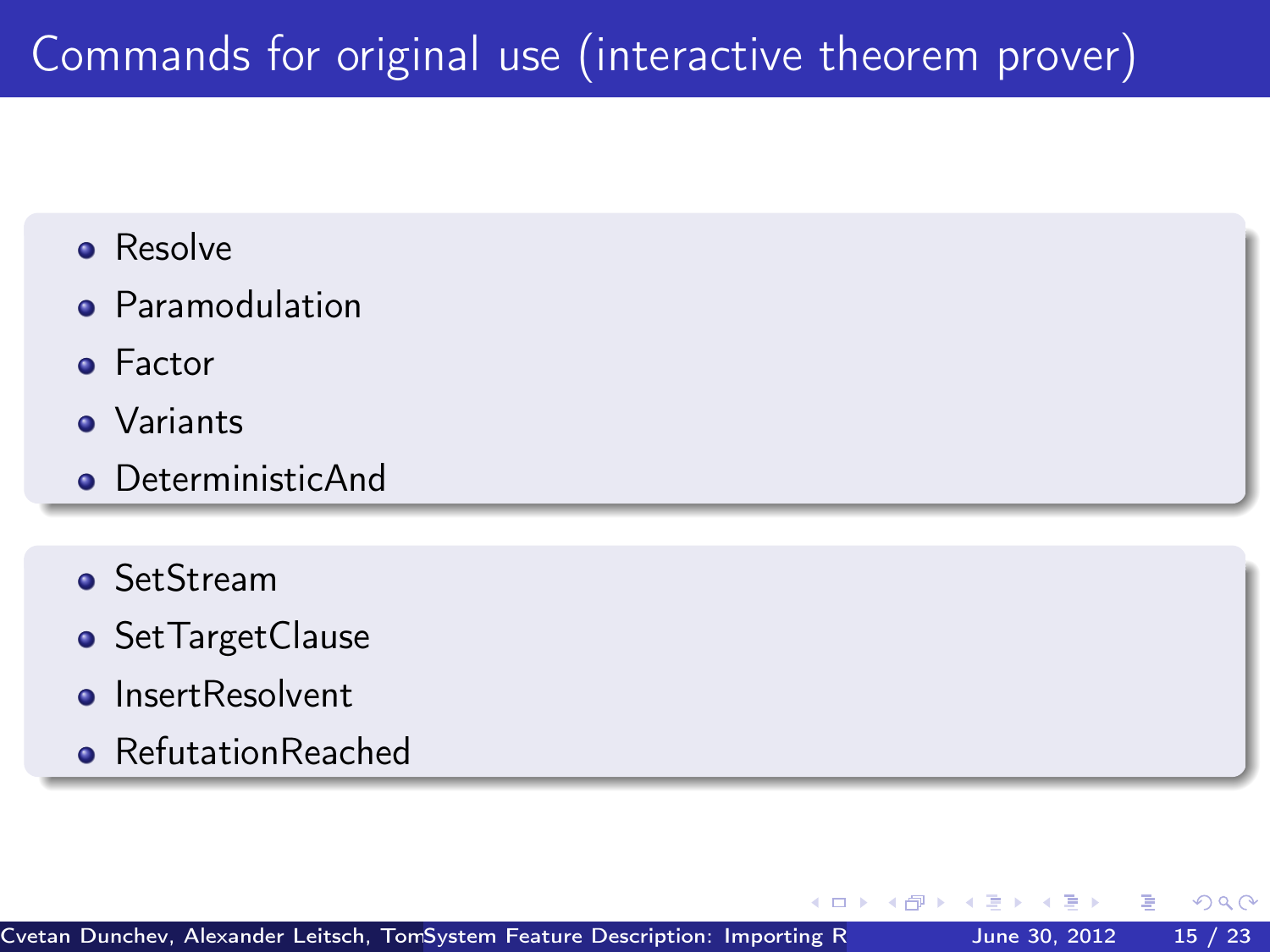# Commands for original use (interactive theorem prover)

- Resolve
- Paramodulation
- Factor
- Variants
- DeterministicAnd

- SetStream
- SetTargetClause
- InsertResolvent
- RefutationReached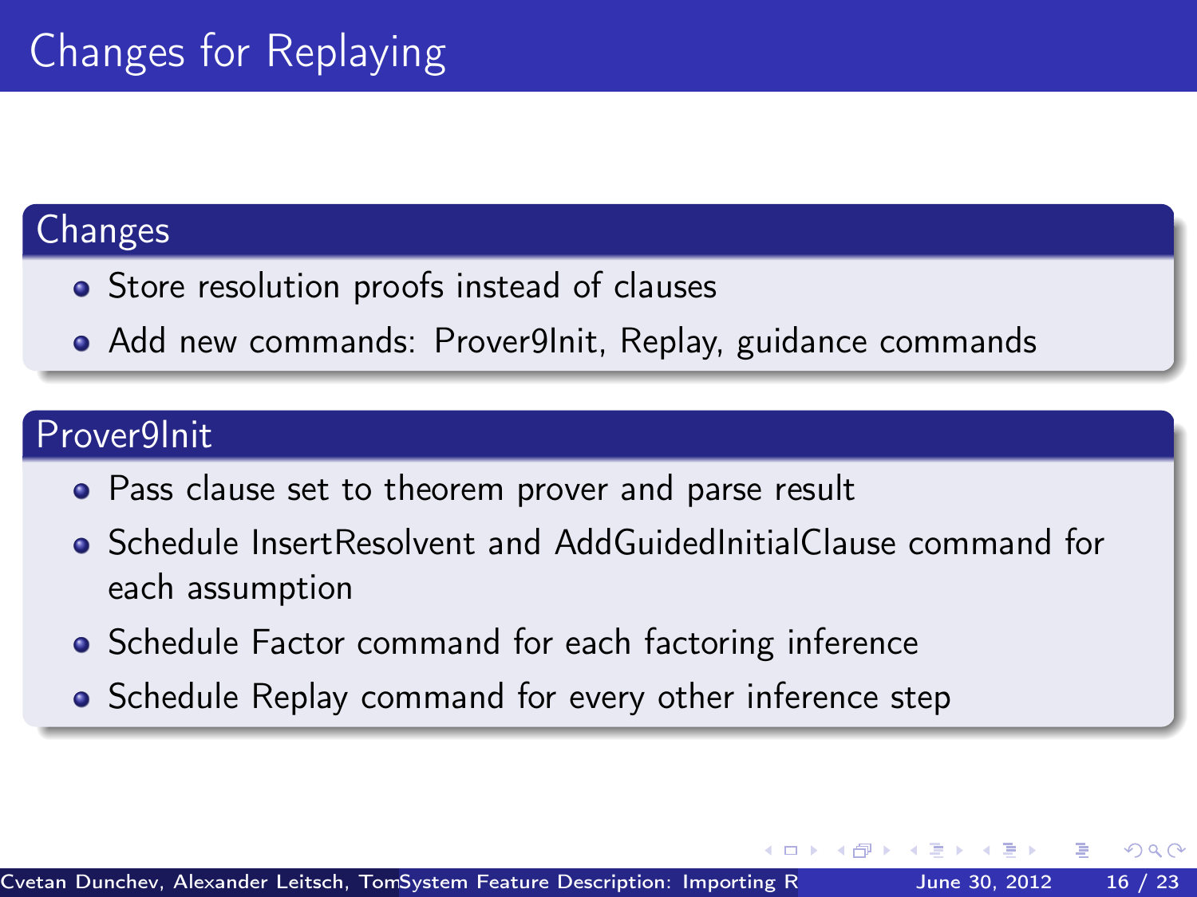# Changes for Replaying

## Changes

- Store resolution proofs instead of clauses
- Add new commands: Prover9Init, Replay, guidance commands

## Prover9Init

- Pass clause set to theorem prover and parse result
- Schedule InsertResolvent and AddGuidedInitialClause command for each assumption
- Schedule Factor command for each factoring inference
- Schedule Replay command for every other inference step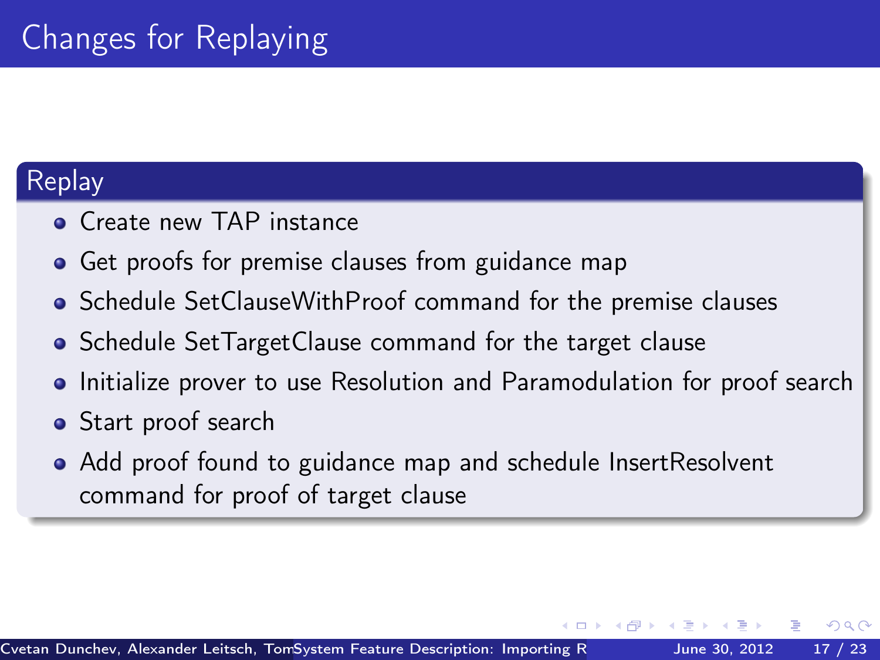# Changes for Replaying

## Replay

- Create new TAP instance
- Get proofs for premise clauses from guidance map
- Schedule SetClauseWithProof command for the premise clauses
- Schedule SetTargetClause command for the target clause
- Initialize prover to use Resolution and Paramodulation for proof search
- Start proof search
- Add proof found to guidance map and schedule InsertResolvent command for proof of target clause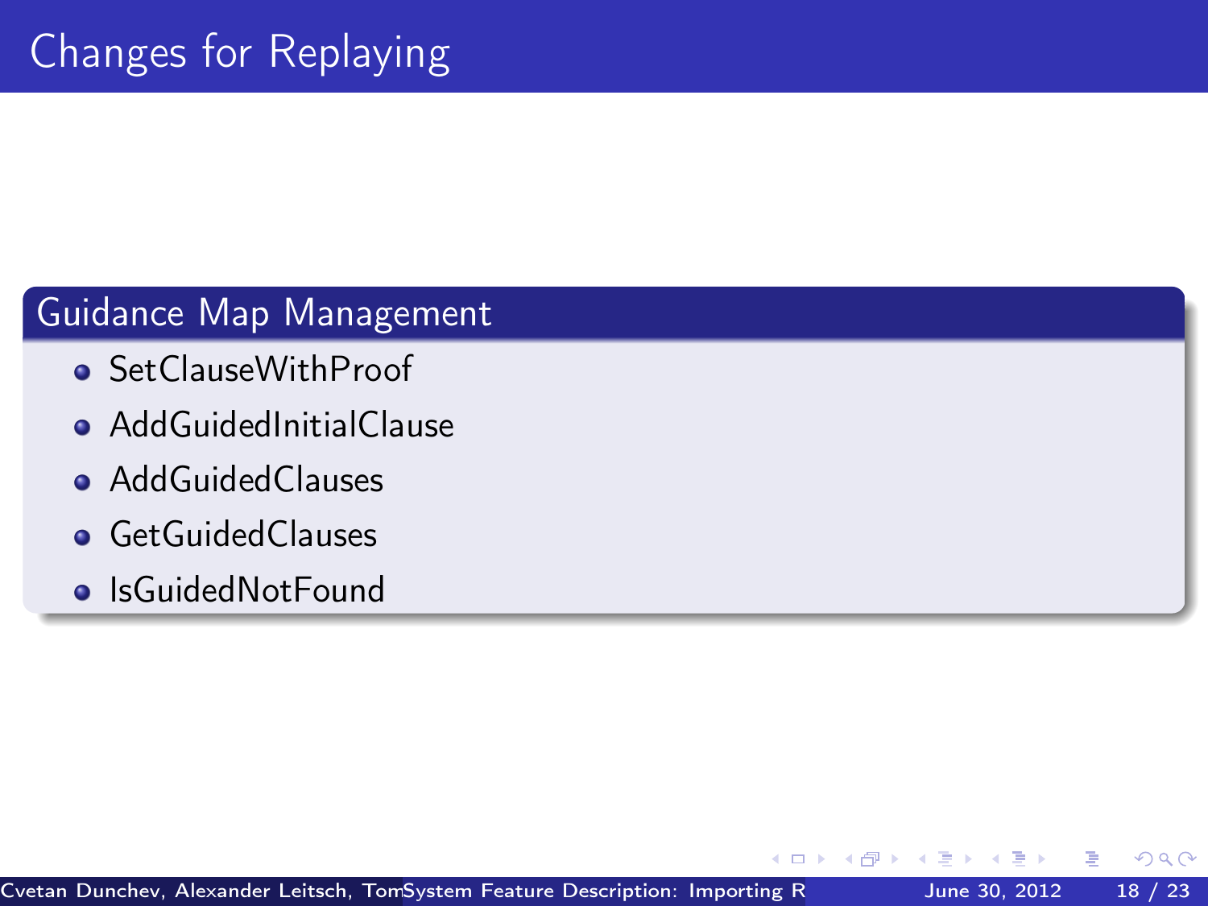# Changes for Replaying

## Guidance Map Management

- SetClauseWithProof
- AddGuidedInitialClause
- AddGuidedClauses
- GetGuidedClauses
- IsGuidedNotFound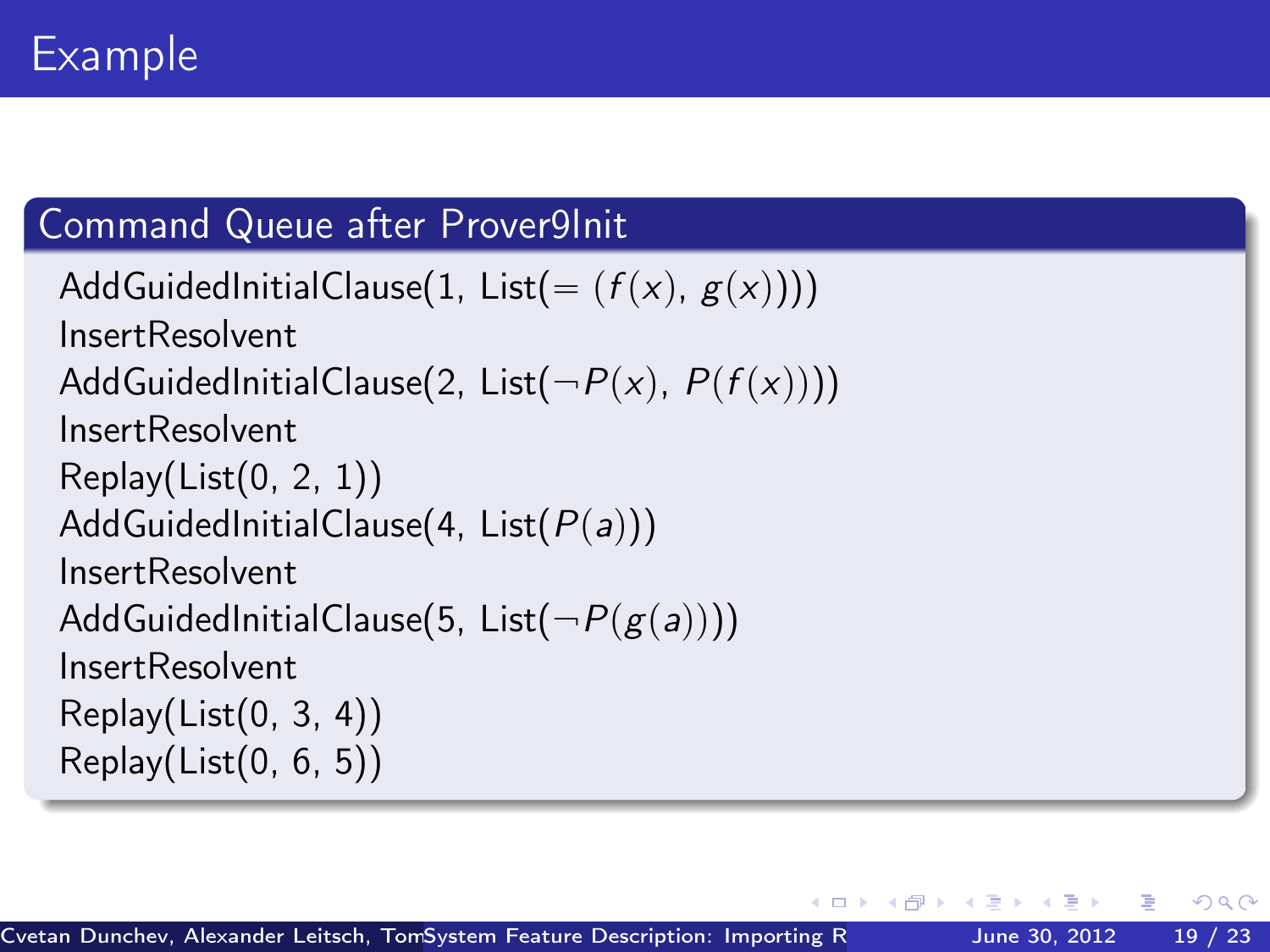# Example

## Command Queue after Prover9Init

AddGuidedInitialClause(1, List($= (f(x), g(x))$))
InsertResolvent
AddGuidedInitialClause(2, List($\neg P(x)$, $P(f(x))$))
InsertResolvent
Replay(List(0, 2, 1))
AddGuidedInitialClause(4, List($P(a)$))
InsertResolvent
AddGuidedInitialClause(5, List($\neg P(g(a))$))
InsertResolvent
Replay(List(0, 3, 4))
Replay(List(0, 6, 5))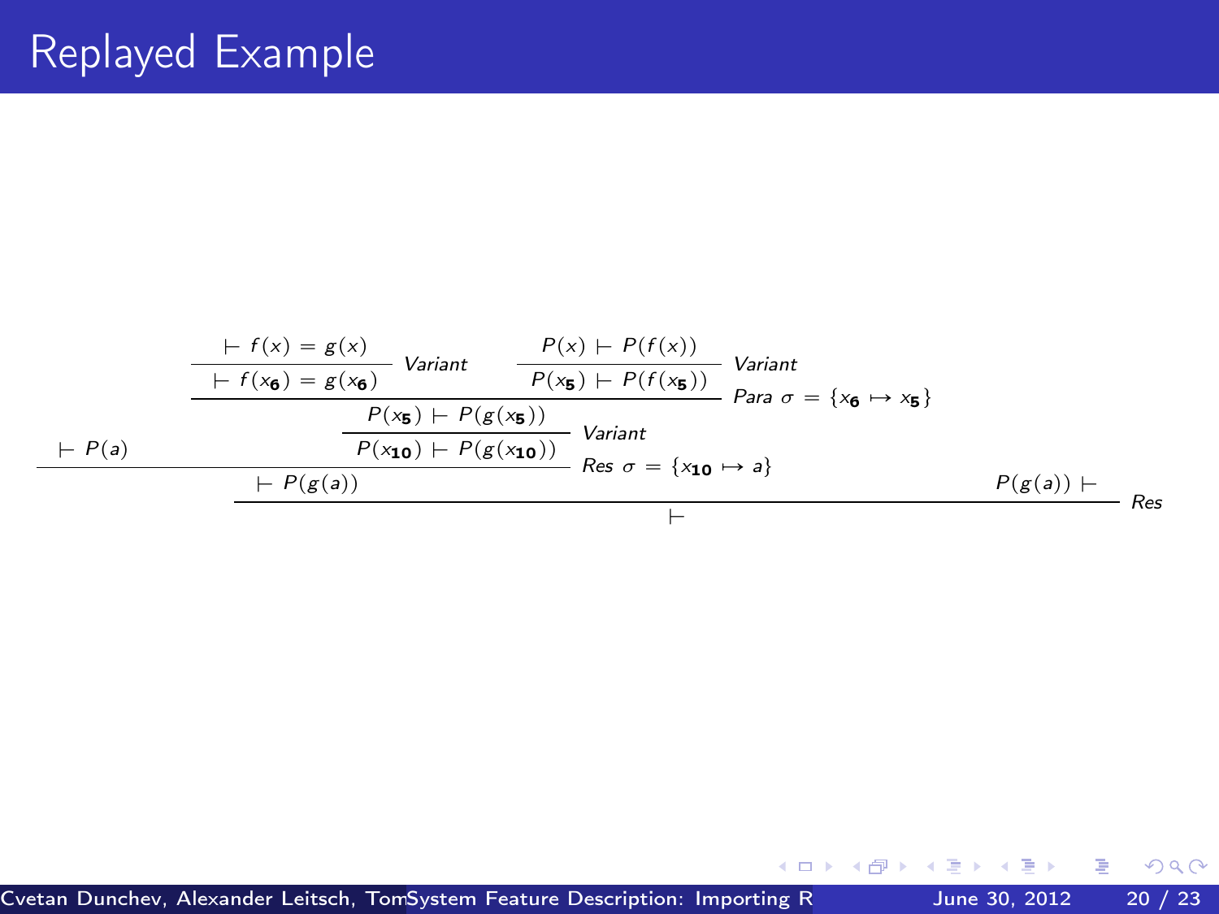# Replayed Example

$$
\dfrac{\vdash P(a) \qquad \dfrac{\dfrac{\dfrac{\vdash f(x) = g(x)}{\vdash f(x_{\mathbf{6}}) = g(x_{\mathbf{6}})}\,\textit{Variant} \qquad \dfrac{P(x) \vdash P(f(x))}{P(x_{\mathbf{5}}) \vdash P(f(x_{\mathbf{5}}))}\,\textit{Variant}}{P(x_{\mathbf{5}}) \vdash P(g(x_{\mathbf{5}}))}\,\textit{Para}\ \sigma = \{x_{\mathbf{6}} \mapsto x_{\mathbf{5}}\}}{P(x_{\mathbf{10}}) \vdash P(g(x_{\mathbf{10}}))}\,\textit{Variant}}{\vdash P(g(a))}\,\textit{Res}\ \sigma = \{x_{\mathbf{10}} \mapsto a\}
$$

$$
\dfrac{\vdash P(g(a)) \qquad P(g(a)) \vdash}{\vdash}\,\textit{Res}
$$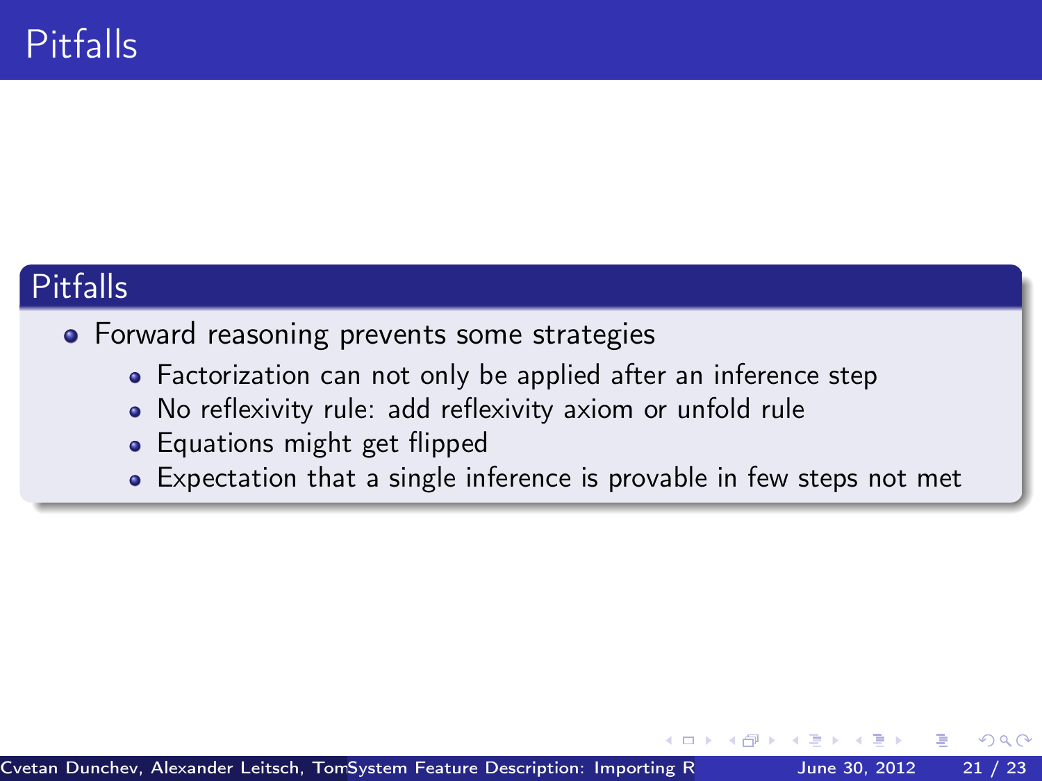# Pitfalls

## Pitfalls

- Forward reasoning prevents some strategies
  - Factorization can not only be applied after an inference step
  - No reflexivity rule: add reflexivity axiom or unfold rule
  - Equations might get flipped
  - Expectation that a single inference is provable in few steps not met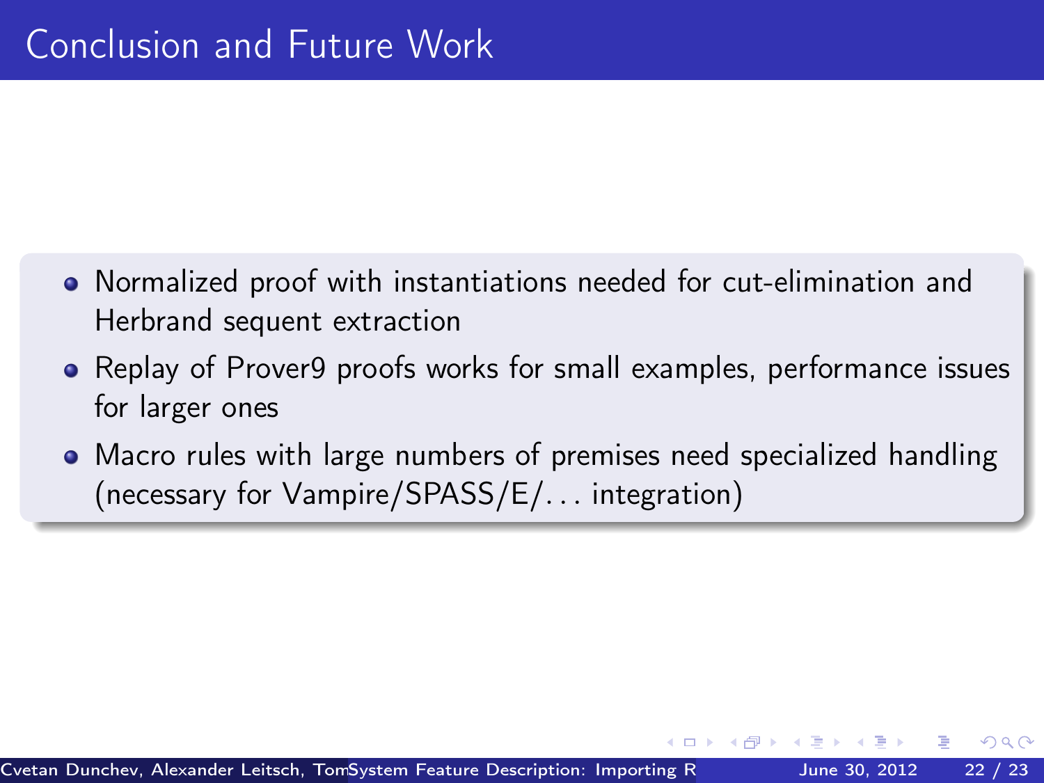# Conclusion and Future Work

- Normalized proof with instantiations needed for cut-elimination and Herbrand sequent extraction
- Replay of Prover9 proofs works for small examples, performance issues for larger ones
- Macro rules with large numbers of premises need specialized handling (necessary for Vampire/SPASS/E/... integration)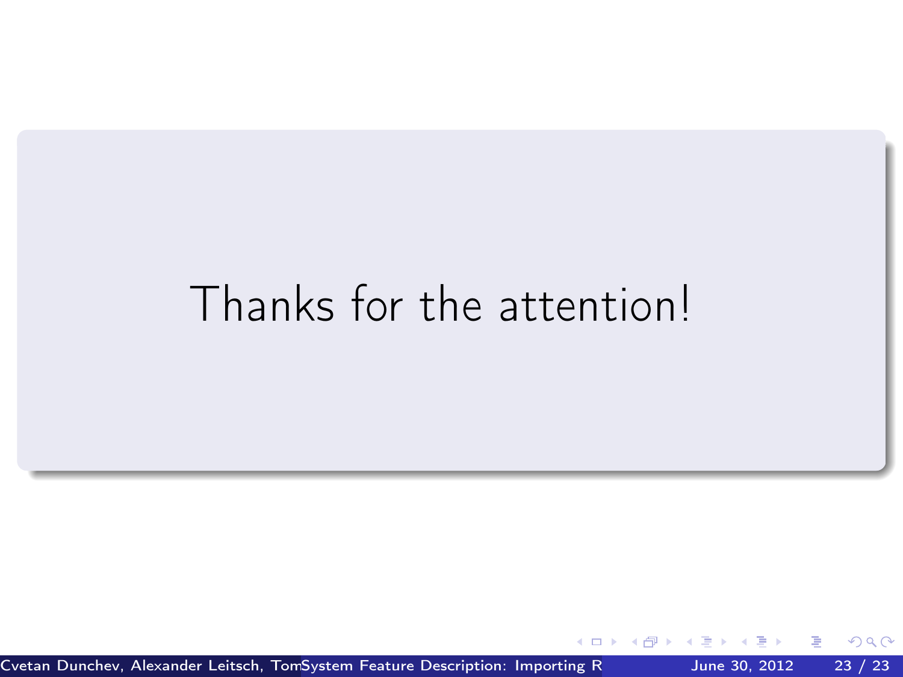Thanks for the attention!